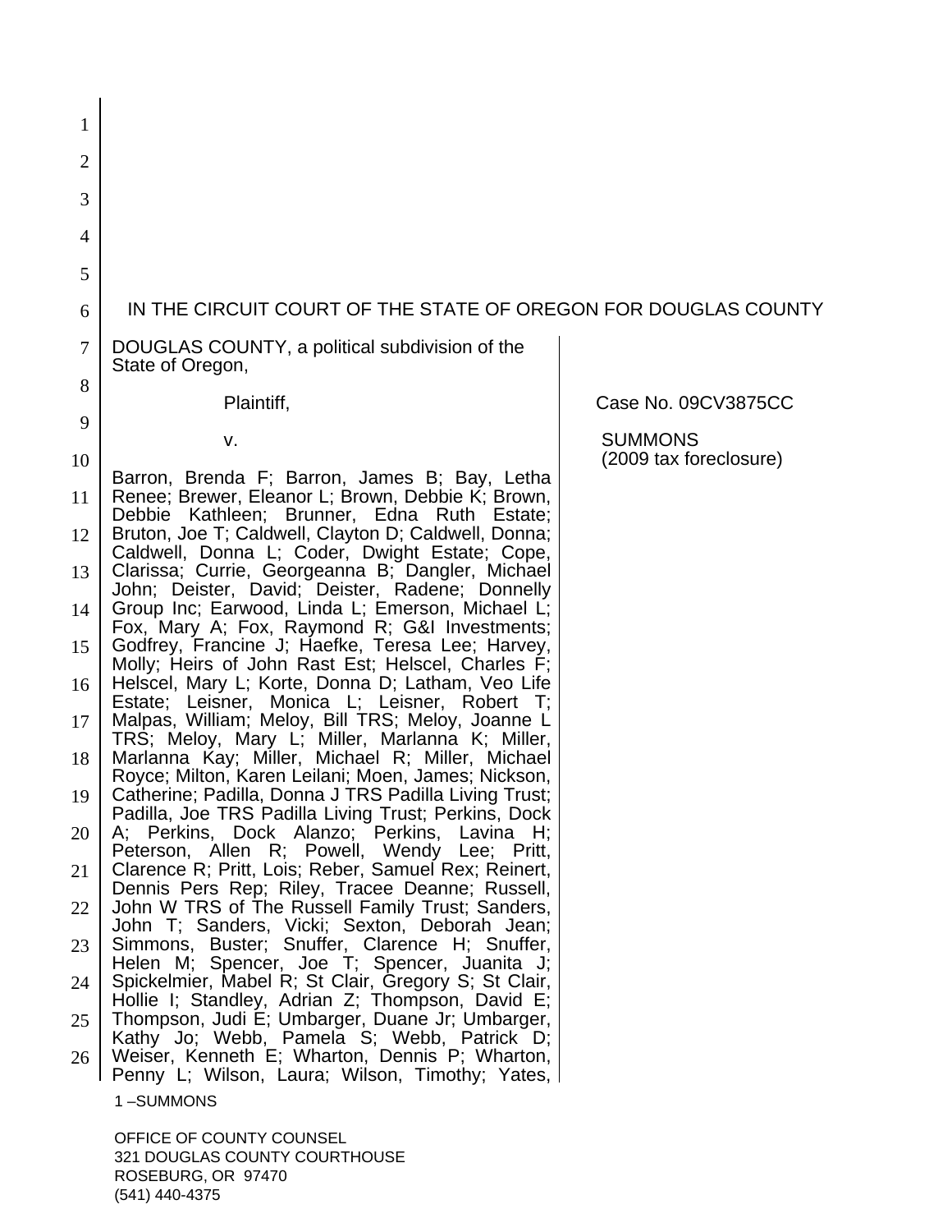IN THE CIRCUIT COURT OF THE STATE OF OREGON FOR DOUGLAS COUNTY

DOUGLAS COUNTY, a political subdivision of the State of Oregon,

Plaintiff,

v.

Barron, Brenda F; Barron, James B; Bay, Letha Renee; Brewer, Eleanor L; Brown, Debbie K; Brown, Debbie Kathleen; Brunner, Edna Ruth Estate; Bruton, Joe T; Caldwell, Clayton D; Caldwell, Donna; Caldwell, Donna L; Coder, Dwight Estate; Cope, Clarissa; Currie, Georgeanna B; Dangler, Michael John; Deister, David; Deister, Radene; Donnelly Group Inc; Earwood, Linda L; Emerson, Michael L; Fox, Mary A; Fox, Raymond R; G&I Investments; Godfrey, Francine J; Haefke, Teresa Lee; Harvey, Molly; Heirs of John Rast Est; Helscel, Charles F; Helscel, Mary L; Korte, Donna D; Latham, Veo Life Estate; Leisner, Monica L; Leisner, Robert T; Malpas, William; Meloy, Bill TRS; Meloy, Joanne L TRS; Meloy, Mary L; Miller, Marlanna K; Miller, Marlanna Kay; Miller, Michael R; Miller, Michael Royce; Milton, Karen Leilani; Moen, James; Nickson, Catherine; Padilla, Donna J TRS Padilla Living Trust; Padilla, Joe TRS Padilla Living Trust; Perkins, Dock A; Perkins, Dock Alanzo; Perkins, Lavina H; Peterson, Allen R; Powell, Wendy Lee; Pritt, Clarence R; Pritt, Lois; Reber, Samuel Rex; Reinert, Dennis Pers Rep; Riley, Tracee Deanne; Russell, John W TRS of The Russell Family Trust; Sanders, John T; Sanders, Vicki; Sexton, Deborah Jean; Simmons, Buster; Snuffer, Clarence H; Snuffer, Helen M; Spencer, Joe T; Spencer, Juanita J; Spickelmier, Mabel R; St Clair, Gregory S; St Clair, Hollie I; Standley, Adrian Z; Thompson, David E; Thompson, Judi E; Umbarger, Duane Jr; Umbarger, Kathy Jo; Webb, Pamela S; Webb, Patrick D; Weiser, Kenneth E; Wharton, Dennis P; Wharton, Penny L; Wilson, Laura; Wilson, Timothy; Yates,

Case No. 09CV3875CC

SUMMONS
(2009 tax foreclosure)

1 –SUMMONS

OFFICE OF COUNTY COUNSEL
321 DOUGLAS COUNTY COURTHOUSE
ROSEBURG, OR 97470
(541) 440-4375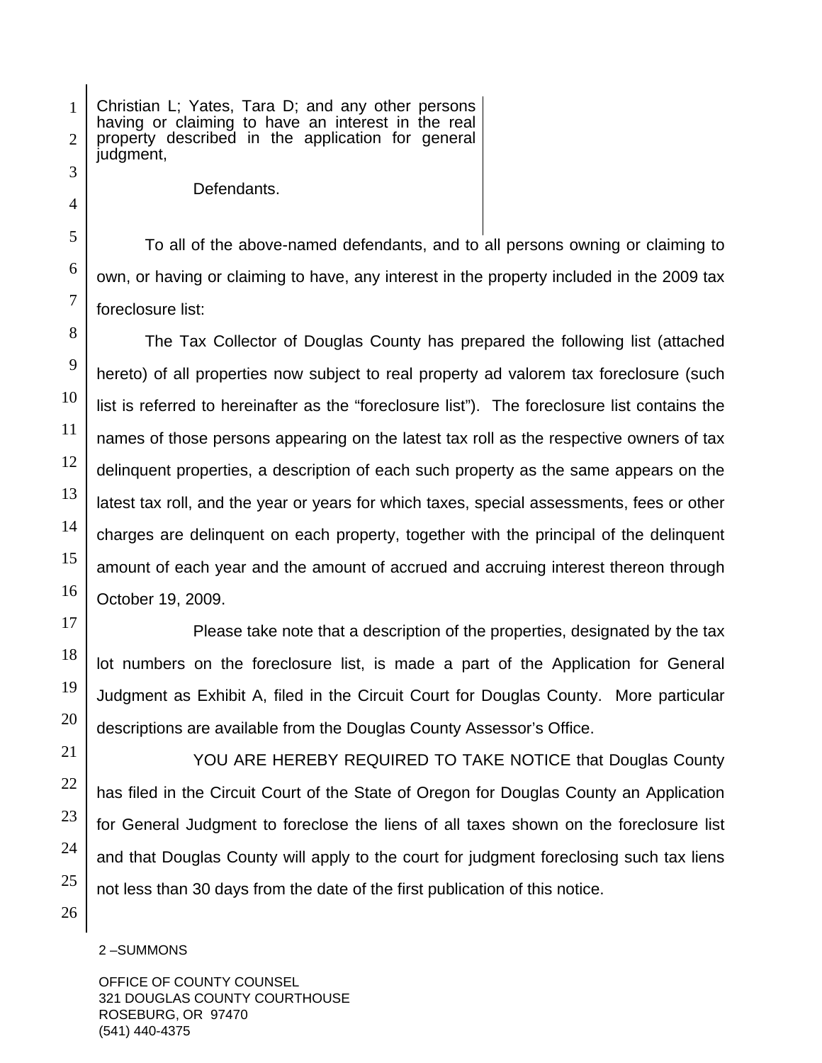Christian L; Yates, Tara D; and any other persons having or claiming to have an interest in the real property described in the application for general judgment,

Defendants.

To all of the above-named defendants, and to all persons owning or claiming to own, or having or claiming to have, any interest in the property included in the 2009 tax foreclosure list:

The Tax Collector of Douglas County has prepared the following list (attached hereto) of all properties now subject to real property ad valorem tax foreclosure (such list is referred to hereinafter as the "foreclosure list"). The foreclosure list contains the names of those persons appearing on the latest tax roll as the respective owners of tax delinquent properties, a description of each such property as the same appears on the latest tax roll, and the year or years for which taxes, special assessments, fees or other charges are delinquent on each property, together with the principal of the delinquent amount of each year and the amount of accrued and accruing interest thereon through October 19, 2009.

Please take note that a description of the properties, designated by the tax lot numbers on the foreclosure list, is made a part of the Application for General Judgment as Exhibit A, filed in the Circuit Court for Douglas County. More particular descriptions are available from the Douglas County Assessor's Office.

YOU ARE HEREBY REQUIRED TO TAKE NOTICE that Douglas County has filed in the Circuit Court of the State of Oregon for Douglas County an Application for General Judgment to foreclose the liens of all taxes shown on the foreclosure list and that Douglas County will apply to the court for judgment foreclosing such tax liens not less than 30 days from the date of the first publication of this notice.

2 –SUMMONS

OFFICE OF COUNTY COUNSEL
321 DOUGLAS COUNTY COURTHOUSE
ROSEBURG, OR 97470
(541) 440-4375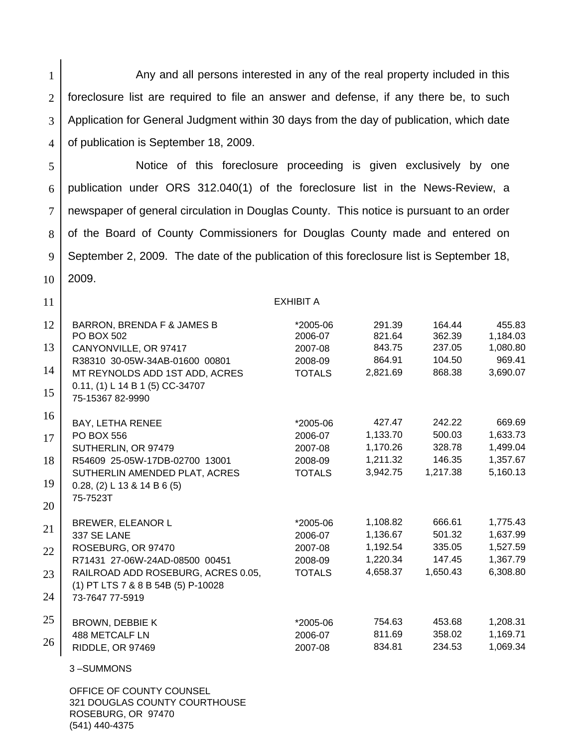Any and all persons interested in any of the real property included in this foreclosure list are required to file an answer and defense, if any there be, to such Application for General Judgment within 30 days from the day of publication, which date of publication is September 18, 2009.

Notice of this foreclosure proceeding is given exclusively by one publication under ORS 312.040(1) of the foreclosure list in the News-Review, a newspaper of general circulation in Douglas County. This notice is pursuant to an order of the Board of County Commissioners for Douglas County made and entered on September 2, 2009. The date of the publication of this foreclosure list is September 18, 2009.

EXHIBIT A

| | | | | |
|---|---|---|---|---|
| BARRON, BRENDA F & JAMES B | *2005-06 | 291.39 | 164.44 | 455.83 |
| PO BOX 502 | 2006-07 | 821.64 | 362.39 | 1,184.03 |
| CANYONVILLE, OR 97417 | 2007-08 | 843.75 | 237.05 | 1,080.80 |
| R38310 30-05W-34AB-01600 00801 | 2008-09 | 864.91 | 104.50 | 969.41 |
| MT REYNOLDS ADD 1ST ADD, ACRES | TOTALS | 2,821.69 | 868.38 | 3,690.07 |
| 0.11, (1) L 14 B 1 (5) CC-34707 | | | | |
| 75-15367 82-9990 | | | | |
| BAY, LETHA RENEE | *2005-06 | 427.47 | 242.22 | 669.69 |
| PO BOX 556 | 2006-07 | 1,133.70 | 500.03 | 1,633.73 |
| SUTHERLIN, OR 97479 | 2007-08 | 1,170.26 | 328.78 | 1,499.04 |
| R54609 25-05W-17DB-02700 13001 | 2008-09 | 1,211.32 | 146.35 | 1,357.67 |
| SUTHERLIN AMENDED PLAT, ACRES | TOTALS | 3,942.75 | 1,217.38 | 5,160.13 |
| 0.28, (2) L 13 & 14 B 6 (5) | | | | |
| 75-7523T | | | | |
| BREWER, ELEANOR L | *2005-06 | 1,108.82 | 666.61 | 1,775.43 |
| 337 SE LANE | 2006-07 | 1,136.67 | 501.32 | 1,637.99 |
| ROSEBURG, OR 97470 | 2007-08 | 1,192.54 | 335.05 | 1,527.59 |
| R71431 27-06W-24AD-08500 00451 | 2008-09 | 1,220.34 | 147.45 | 1,367.79 |
| RAILROAD ADD ROSEBURG, ACRES 0.05, | TOTALS | 4,658.37 | 1,650.43 | 6,308.80 |
| (1) PT LTS 7 & 8 B 54B (5) P-10028 | | | | |
| 73-7647 77-5919 | | | | |
| BROWN, DEBBIE K | *2005-06 | 754.63 | 453.68 | 1,208.31 |
| 488 METCALF LN | 2006-07 | 811.69 | 358.02 | 1,169.71 |
| RIDDLE, OR 97469 | 2007-08 | 834.81 | 234.53 | 1,069.34 |

3 –SUMMONS

OFFICE OF COUNTY COUNSEL
321 DOUGLAS COUNTY COURTHOUSE
ROSEBURG, OR 97470
(541) 440-4375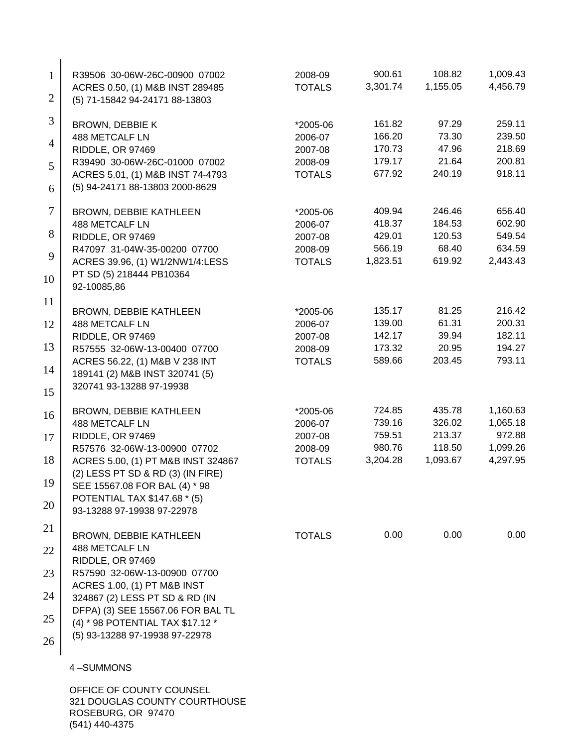| | | | | |
|---|---|---|---|---|
| R39506 30-06W-26C-00900 07002 | 2008-09 | 900.61 | 108.82 | 1,009.43 |
| ACRES 0.50, (1) M&B INST 289485 | TOTALS | 3,301.74 | 1,155.05 | 4,456.79 |
| (5) 71-15842 94-24171 88-13803 | | | | |
| | | | | |
| BROWN, DEBBIE K | *2005-06 | 161.82 | 97.29 | 259.11 |
| 488 METCALF LN | 2006-07 | 166.20 | 73.30 | 239.50 |
| RIDDLE, OR 97469 | 2007-08 | 170.73 | 47.96 | 218.69 |
| R39490 30-06W-26C-01000 07002 | 2008-09 | 179.17 | 21.64 | 200.81 |
| ACRES 5.01, (1) M&B INST 74-4793 | TOTALS | 677.92 | 240.19 | 918.11 |
| (5) 94-24171 88-13803 2000-8629 | | | | |
| | | | | |
| BROWN, DEBBIE KATHLEEN | *2005-06 | 409.94 | 246.46 | 656.40 |
| 488 METCALF LN | 2006-07 | 418.37 | 184.53 | 602.90 |
| RIDDLE, OR 97469 | 2007-08 | 429.01 | 120.53 | 549.54 |
| R47097 31-04W-35-00200 07700 | 2008-09 | 566.19 | 68.40 | 634.59 |
| ACRES 39.96, (1) W1/2NW1/4:LESS | TOTALS | 1,823.51 | 619.92 | 2,443.43 |
| PT SD (5) 218444 PB10364 | | | | |
| 92-10085,86 | | | | |
| | | | | |
| BROWN, DEBBIE KATHLEEN | *2005-06 | 135.17 | 81.25 | 216.42 |
| 488 METCALF LN | 2006-07 | 139.00 | 61.31 | 200.31 |
| RIDDLE, OR 97469 | 2007-08 | 142.17 | 39.94 | 182.11 |
| R57555 32-06W-13-00400 07700 | 2008-09 | 173.32 | 20.95 | 194.27 |
| ACRES 56.22, (1) M&B V 238 INT | TOTALS | 589.66 | 203.45 | 793.11 |
| 189141 (2) M&B INST 320741 (5) | | | | |
| 320741 93-13288 97-19938 | | | | |
| | | | | |
| BROWN, DEBBIE KATHLEEN | *2005-06 | 724.85 | 435.78 | 1,160.63 |
| 488 METCALF LN | 2006-07 | 739.16 | 326.02 | 1,065.18 |
| RIDDLE, OR 97469 | 2007-08 | 759.51 | 213.37 | 972.88 |
| R57576 32-06W-13-00900 07702 | 2008-09 | 980.76 | 118.50 | 1,099.26 |
| ACRES 5.00, (1) PT M&B INST 324867 | TOTALS | 3,204.28 | 1,093.67 | 4,297.95 |
| (2) LESS PT SD & RD (3) (IN FIRE) | | | | |
| SEE 15567.08 FOR BAL (4) * 98 | | | | |
| POTENTIAL TAX $147.68 * (5) | | | | |
| 93-13288 97-19938 97-22978 | | | | |
| | | | | |
| BROWN, DEBBIE KATHLEEN | TOTALS | 0.00 | 0.00 | 0.00 |
| 488 METCALF LN | | | | |
| RIDDLE, OR 97469 | | | | |
| R57590 32-06W-13-00900 07700 | | | | |
| ACRES 1.00, (1) PT M&B INST | | | | |
| 324867 (2) LESS PT SD & RD (IN | | | | |
| DFPA) (3) SEE 15567.06 FOR BAL TL | | | | |
| (4) * 98 POTENTIAL TAX $17.12 * | | | | |
| (5) 93-13288 97-19938 97-22978 | | | | |

4 –SUMMONS

OFFICE OF COUNTY COUNSEL
321 DOUGLAS COUNTY COURTHOUSE
ROSEBURG, OR 97470
(541) 440-4375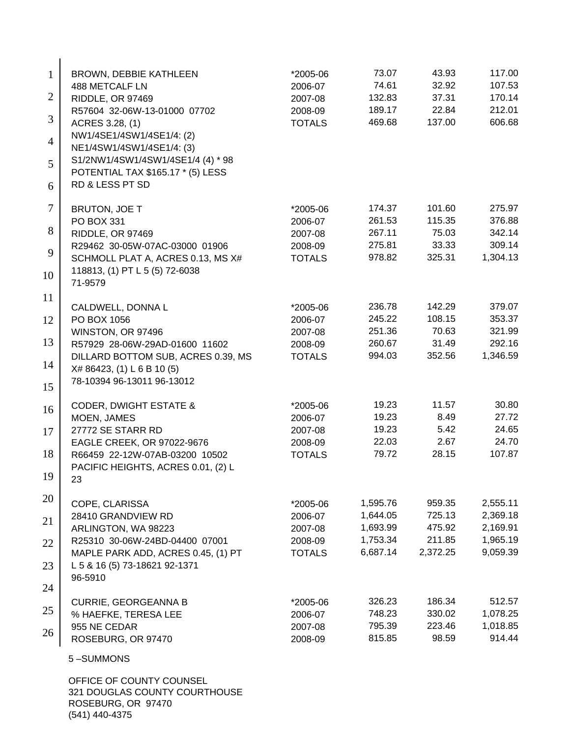| Name / Property | Year | Tax | Interest | Total |
|---|---|---|---|---|
| BROWN, DEBBIE KATHLEEN | *2005-06 | 73.07 | 43.93 | 117.00 |
| 488 METCALF LN | 2006-07 | 74.61 | 32.92 | 107.53 |
| RIDDLE, OR 97469 | 2007-08 | 132.83 | 37.31 | 170.14 |
| R57604 32-06W-13-01000 07702 | 2008-09 | 189.17 | 22.84 | 212.01 |
| ACRES 3.28, (1) | TOTALS | 469.68 | 137.00 | 606.68 |
| NW1/4SE1/4SW1/4SE1/4: (2) | | | | |
| NE1/4SW1/4SW1/4SE1/4: (3) | | | | |
| S1/2NW1/4SW1/4SW1/4SE1/4 (4) * 98 | | | | |
| POTENTIAL TAX $165.17 * (5) LESS | | | | |
| RD & LESS PT SD | | | | |
| BRUTON, JOE T | *2005-06 | 174.37 | 101.60 | 275.97 |
| PO BOX 331 | 2006-07 | 261.53 | 115.35 | 376.88 |
| RIDDLE, OR 97469 | 2007-08 | 267.11 | 75.03 | 342.14 |
| R29462 30-05W-07AC-03000 01906 | 2008-09 | 275.81 | 33.33 | 309.14 |
| SCHMOLL PLAT A, ACRES 0.13, MS X# | TOTALS | 978.82 | 325.31 | 1,304.13 |
| 118813, (1) PT L 5 (5) 72-6038 | | | | |
| 71-9579 | | | | |
| CALDWELL, DONNA L | *2005-06 | 236.78 | 142.29 | 379.07 |
| PO BOX 1056 | 2006-07 | 245.22 | 108.15 | 353.37 |
| WINSTON, OR 97496 | 2007-08 | 251.36 | 70.63 | 321.99 |
| R57929 28-06W-29AD-01600 11602 | 2008-09 | 260.67 | 31.49 | 292.16 |
| DILLARD BOTTOM SUB, ACRES 0.39, MS | TOTALS | 994.03 | 352.56 | 1,346.59 |
| X# 86423, (1) L 6 B 10 (5) | | | | |
| 78-10394 96-13011 96-13012 | | | | |
| CODER, DWIGHT ESTATE & | *2005-06 | 19.23 | 11.57 | 30.80 |
| MOEN, JAMES | 2006-07 | 19.23 | 8.49 | 27.72 |
| 27772 SE STARR RD | 2007-08 | 19.23 | 5.42 | 24.65 |
| EAGLE CREEK, OR 97022-9676 | 2008-09 | 22.03 | 2.67 | 24.70 |
| R66459 22-12W-07AB-03200 10502 | TOTALS | 79.72 | 28.15 | 107.87 |
| PACIFIC HEIGHTS, ACRES 0.01, (2) L | | | | |
| 23 | | | | |
| COPE, CLARISSA | *2005-06 | 1,595.76 | 959.35 | 2,555.11 |
| 28410 GRANDVIEW RD | 2006-07 | 1,644.05 | 725.13 | 2,369.18 |
| ARLINGTON, WA 98223 | 2007-08 | 1,693.99 | 475.92 | 2,169.91 |
| R25310 30-06W-24BD-04400 07001 | 2008-09 | 1,753.34 | 211.85 | 1,965.19 |
| MAPLE PARK ADD, ACRES 0.45, (1) PT | TOTALS | 6,687.14 | 2,372.25 | 9,059.39 |
| L 5 & 16 (5) 73-18621 92-1371 | | | | |
| 96-5910 | | | | |
| CURRIE, GEORGEANNA B | *2005-06 | 326.23 | 186.34 | 512.57 |
| % HAEFKE, TERESA LEE | 2006-07 | 748.23 | 330.02 | 1,078.25 |
| 955 NE CEDAR | 2007-08 | 795.39 | 223.46 | 1,018.85 |
| ROSEBURG, OR 97470 | 2008-09 | 815.85 | 98.59 | 914.44 |

5 –SUMMONS

OFFICE OF COUNTY COUNSEL
321 DOUGLAS COUNTY COURTHOUSE
ROSEBURG, OR 97470
(541) 440-4375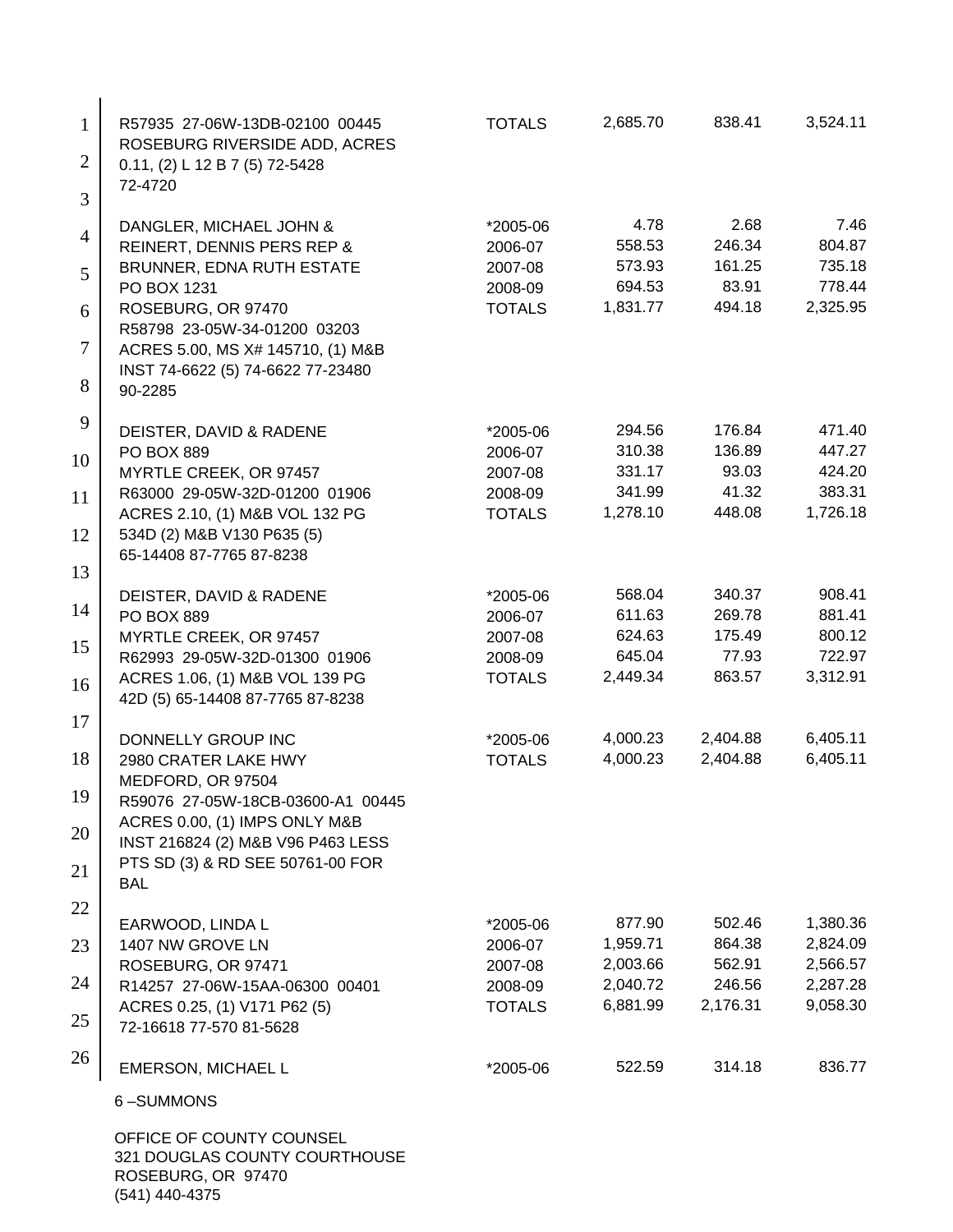| | | | | |
|---|---|---|---|---|
| R57935 27-06W-13DB-02100 00445<br>ROSEBURG RIVERSIDE ADD, ACRES<br>0.11, (2) L 12 B 7 (5) 72-5428<br>72-4720 | TOTALS | 2,685.70 | 838.41 | 3,524.11 |
| DANGLER, MICHAEL JOHN &<br>REINERT, DENNIS PERS REP &<br>BRUNNER, EDNA RUTH ESTATE<br>PO BOX 1231<br>ROSEBURG, OR 97470<br>R58798 23-05W-34-01200 03203<br>ACRES 5.00, MS X# 145710, (1) M&B<br>INST 74-6622 (5) 74-6622 77-23480<br>90-2285 | *2005-06<br>2006-07<br>2007-08<br>2008-09<br>TOTALS | 4.78<br>558.53<br>573.93<br>694.53<br>1,831.77 | 2.68<br>246.34<br>161.25<br>83.91<br>494.18 | 7.46<br>804.87<br>735.18<br>778.44<br>2,325.95 |
| DEISTER, DAVID & RADENE<br>PO BOX 889<br>MYRTLE CREEK, OR 97457<br>R63000 29-05W-32D-01200 01906<br>ACRES 2.10, (1) M&B VOL 132 PG<br>534D (2) M&B V130 P635 (5)<br>65-14408 87-7765 87-8238 | *2005-06<br>2006-07<br>2007-08<br>2008-09<br>TOTALS | 294.56<br>310.38<br>331.17<br>341.99<br>1,278.10 | 176.84<br>136.89<br>93.03<br>41.32<br>448.08 | 471.40<br>447.27<br>424.20<br>383.31<br>1,726.18 |
| DEISTER, DAVID & RADENE<br>PO BOX 889<br>MYRTLE CREEK, OR 97457<br>R62993 29-05W-32D-01300 01906<br>ACRES 1.06, (1) M&B VOL 139 PG<br>42D (5) 65-14408 87-7765 87-8238 | *2005-06<br>2006-07<br>2007-08<br>2008-09<br>TOTALS | 568.04<br>611.63<br>624.63<br>645.04<br>2,449.34 | 340.37<br>269.78<br>175.49<br>77.93<br>863.57 | 908.41<br>881.41<br>800.12<br>722.97<br>3,312.91 |
| DONNELLY GROUP INC<br>2980 CRATER LAKE HWY<br>MEDFORD, OR 97504<br>R59076 27-05W-18CB-03600-A1 00445<br>ACRES 0.00, (1) IMPS ONLY M&B<br>INST 216824 (2) M&B V96 P463 LESS<br>PTS SD (3) & RD SEE 50761-00 FOR<br>BAL | *2005-06<br>TOTALS | 4,000.23<br>4,000.23 | 2,404.88<br>2,404.88 | 6,405.11<br>6,405.11 |
| EARWOOD, LINDA L<br>1407 NW GROVE LN<br>ROSEBURG, OR 97471<br>R14257 27-06W-15AA-06300 00401<br>ACRES 0.25, (1) V171 P62 (5)<br>72-16618 77-570 81-5628 | *2005-06<br>2006-07<br>2007-08<br>2008-09<br>TOTALS | 877.90<br>1,959.71<br>2,003.66<br>2,040.72<br>6,881.99 | 502.46<br>864.38<br>562.91<br>246.56<br>2,176.31 | 1,380.36<br>2,824.09<br>2,566.57<br>2,287.28<br>9,058.30 |
| EMERSON, MICHAEL L | *2005-06 | 522.59 | 314.18 | 836.77 |

6 –SUMMONS

OFFICE OF COUNTY COUNSEL
321 DOUGLAS COUNTY COURTHOUSE
ROSEBURG, OR 97470
(541) 440-4375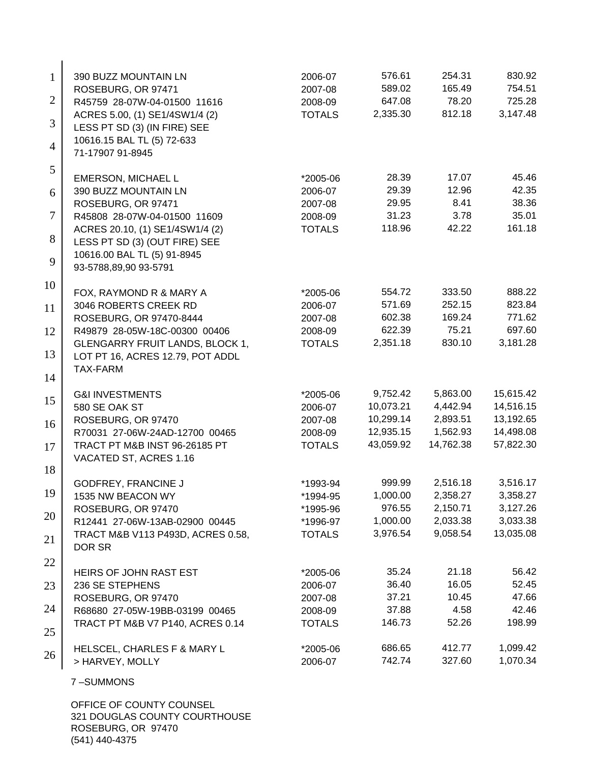| | | | | |
|---|---|---|---|---|
| 390 BUZZ MOUNTAIN LN | 2006-07 | 576.61 | 254.31 | 830.92 |
| ROSEBURG, OR 97471 | 2007-08 | 589.02 | 165.49 | 754.51 |
| R45759 28-07W-04-01500 11616 | 2008-09 | 647.08 | 78.20 | 725.28 |
| ACRES 5.00, (1) SE1/4SW1/4 (2) | TOTALS | 2,335.30 | 812.18 | 3,147.48 |
| LESS PT SD (3) (IN FIRE) SEE | | | | |
| 10616.15 BAL TL (5) 72-633 | | | | |
| 71-17907 91-8945 | | | | |
| | | | | |
| EMERSON, MICHAEL L | *2005-06 | 28.39 | 17.07 | 45.46 |
| 390 BUZZ MOUNTAIN LN | 2006-07 | 29.39 | 12.96 | 42.35 |
| ROSEBURG, OR 97471 | 2007-08 | 29.95 | 8.41 | 38.36 |
| R45808 28-07W-04-01500 11609 | 2008-09 | 31.23 | 3.78 | 35.01 |
| ACRES 20.10, (1) SE1/4SW1/4 (2) | TOTALS | 118.96 | 42.22 | 161.18 |
| LESS PT SD (3) (OUT FIRE) SEE | | | | |
| 10616.00 BAL TL (5) 91-8945 | | | | |
| 93-5788,89,90 93-5791 | | | | |
| | | | | |
| FOX, RAYMOND R & MARY A | *2005-06 | 554.72 | 333.50 | 888.22 |
| 3046 ROBERTS CREEK RD | 2006-07 | 571.69 | 252.15 | 823.84 |
| ROSEBURG, OR 97470-8444 | 2007-08 | 602.38 | 169.24 | 771.62 |
| R49879 28-05W-18C-00300 00406 | 2008-09 | 622.39 | 75.21 | 697.60 |
| GLENGARRY FRUIT LANDS, BLOCK 1, | TOTALS | 2,351.18 | 830.10 | 3,181.28 |
| LOT PT 16, ACRES 12.79, POT ADDL | | | | |
| TAX-FARM | | | | |
| | | | | |
| G&I INVESTMENTS | *2005-06 | 9,752.42 | 5,863.00 | 15,615.42 |
| 580 SE OAK ST | 2006-07 | 10,073.21 | 4,442.94 | 14,516.15 |
| ROSEBURG, OR 97470 | 2007-08 | 10,299.14 | 2,893.51 | 13,192.65 |
| R70031 27-06W-24AD-12700 00465 | 2008-09 | 12,935.15 | 1,562.93 | 14,498.08 |
| TRACT PT M&B INST 96-26185 PT | TOTALS | 43,059.92 | 14,762.38 | 57,822.30 |
| VACATED ST, ACRES 1.16 | | | | |
| | | | | |
| GODFREY, FRANCINE J | *1993-94 | 999.99 | 2,516.18 | 3,516.17 |
| 1535 NW BEACON WY | *1994-95 | 1,000.00 | 2,358.27 | 3,358.27 |
| ROSEBURG, OR 97470 | *1995-96 | 976.55 | 2,150.71 | 3,127.26 |
| R12441 27-06W-13AB-02900 00445 | *1996-97 | 1,000.00 | 2,033.38 | 3,033.38 |
| TRACT M&B V113 P493D, ACRES 0.58, | TOTALS | 3,976.54 | 9,058.54 | 13,035.08 |
| DOR SR | | | | |
| | | | | |
| HEIRS OF JOHN RAST EST | *2005-06 | 35.24 | 21.18 | 56.42 |
| 236 SE STEPHENS | 2006-07 | 36.40 | 16.05 | 52.45 |
| ROSEBURG, OR 97470 | 2007-08 | 37.21 | 10.45 | 47.66 |
| R68680 27-05W-19BB-03199 00465 | 2008-09 | 37.88 | 4.58 | 42.46 |
| TRACT PT M&B V7 P140, ACRES 0.14 | TOTALS | 146.73 | 52.26 | 198.99 |
| | | | | |
| HELSCEL, CHARLES F & MARY L | *2005-06 | 686.65 | 412.77 | 1,099.42 |
| > HARVEY, MOLLY | 2006-07 | 742.74 | 327.60 | 1,070.34 |

7 –SUMMONS

OFFICE OF COUNTY COUNSEL
321 DOUGLAS COUNTY COURTHOUSE
ROSEBURG, OR 97470
(541) 440-4375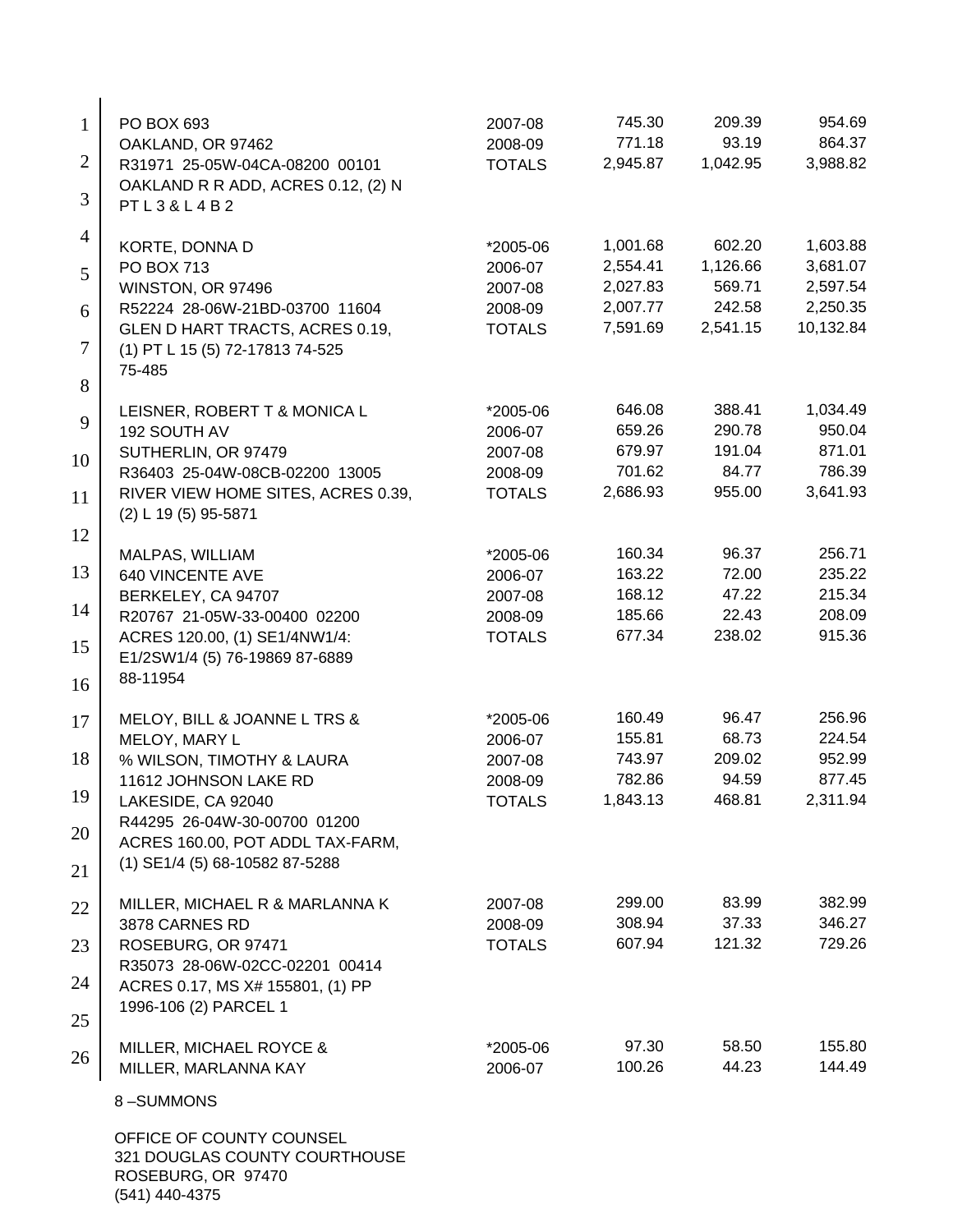| | | | | |
|---|---|---|---|---|
| PO BOX 693 | 2007-08 | 745.30 | 209.39 | 954.69 |
| OAKLAND, OR 97462 | 2008-09 | 771.18 | 93.19 | 864.37 |
| R31971 25-05W-04CA-08200 00101 | TOTALS | 2,945.87 | 1,042.95 | 3,988.82 |
| OAKLAND R R ADD, ACRES 0.12, (2) N | | | | |
| PT L 3 & L 4 B 2 | | | | |
| KORTE, DONNA D | *2005-06 | 1,001.68 | 602.20 | 1,603.88 |
| PO BOX 713 | 2006-07 | 2,554.41 | 1,126.66 | 3,681.07 |
| WINSTON, OR 97496 | 2007-08 | 2,027.83 | 569.71 | 2,597.54 |
| R52224 28-06W-21BD-03700 11604 | 2008-09 | 2,007.77 | 242.58 | 2,250.35 |
| GLEN D HART TRACTS, ACRES 0.19, | TOTALS | 7,591.69 | 2,541.15 | 10,132.84 |
| (1) PT L 15 (5) 72-17813 74-525 | | | | |
| 75-485 | | | | |
| LEISNER, ROBERT T & MONICA L | *2005-06 | 646.08 | 388.41 | 1,034.49 |
| 192 SOUTH AV | 2006-07 | 659.26 | 290.78 | 950.04 |
| SUTHERLIN, OR 97479 | 2007-08 | 679.97 | 191.04 | 871.01 |
| R36403 25-04W-08CB-02200 13005 | 2008-09 | 701.62 | 84.77 | 786.39 |
| RIVER VIEW HOME SITES, ACRES 0.39, | TOTALS | 2,686.93 | 955.00 | 3,641.93 |
| (2) L 19 (5) 95-5871 | | | | |
| MALPAS, WILLIAM | *2005-06 | 160.34 | 96.37 | 256.71 |
| 640 VINCENTE AVE | 2006-07 | 163.22 | 72.00 | 235.22 |
| BERKELEY, CA 94707 | 2007-08 | 168.12 | 47.22 | 215.34 |
| R20767 21-05W-33-00400 02200 | 2008-09 | 185.66 | 22.43 | 208.09 |
| ACRES 120.00, (1) SE1/4NW1/4: | TOTALS | 677.34 | 238.02 | 915.36 |
| E1/2SW1/4 (5) 76-19869 87-6889 | | | | |
| 88-11954 | | | | |
| MELOY, BILL & JOANNE L TRS & | *2005-06 | 160.49 | 96.47 | 256.96 |
| MELOY, MARY L | 2006-07 | 155.81 | 68.73 | 224.54 |
| % WILSON, TIMOTHY & LAURA | 2007-08 | 743.97 | 209.02 | 952.99 |
| 11612 JOHNSON LAKE RD | 2008-09 | 782.86 | 94.59 | 877.45 |
| LAKESIDE, CA 92040 | TOTALS | 1,843.13 | 468.81 | 2,311.94 |
| R44295 26-04W-30-00700 01200 | | | | |
| ACRES 160.00, POT ADDL TAX-FARM, | | | | |
| (1) SE1/4 (5) 68-10582 87-5288 | | | | |
| MILLER, MICHAEL R & MARLANNA K | 2007-08 | 299.00 | 83.99 | 382.99 |
| 3878 CARNES RD | 2008-09 | 308.94 | 37.33 | 346.27 |
| ROSEBURG, OR 97471 | TOTALS | 607.94 | 121.32 | 729.26 |
| R35073 28-06W-02CC-02201 00414 | | | | |
| ACRES 0.17, MS X# 155801, (1) PP | | | | |
| 1996-106 (2) PARCEL 1 | | | | |
| MILLER, MICHAEL ROYCE & | *2005-06 | 97.30 | 58.50 | 155.80 |
| MILLER, MARLANNA KAY | 2006-07 | 100.26 | 44.23 | 144.49 |

8 –SUMMONS

OFFICE OF COUNTY COUNSEL
321 DOUGLAS COUNTY COURTHOUSE
ROSEBURG, OR 97470
(541) 440-4375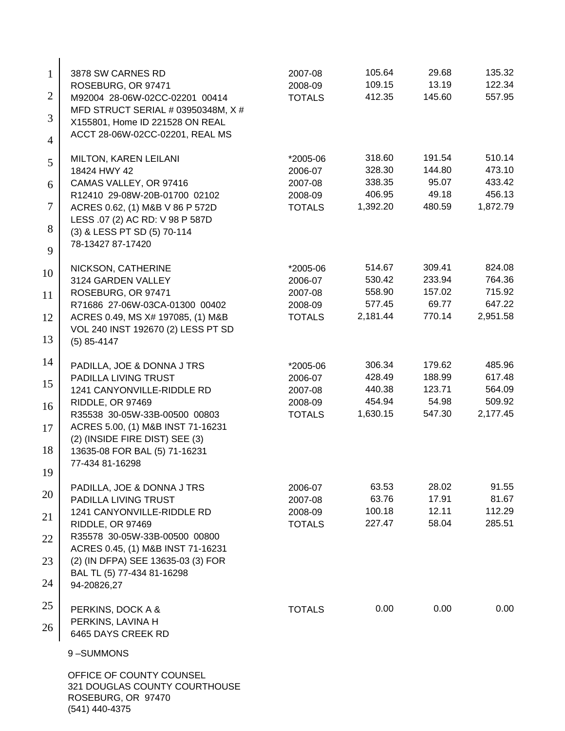| | | | | |
|---|---|---|---|---|
| 3878 SW CARNES RD<br>ROSEBURG, OR 97471<br>M92004 28-06W-02CC-02201 00414<br>MFD STRUCT SERIAL # 03950348M, X #<br>X155801, Home ID 221528 ON REAL<br>ACCT 28-06W-02CC-02201, REAL MS | 2007-08<br>2008-09<br>TOTALS | 105.64<br>109.15<br>412.35 | 29.68<br>13.19<br>145.60 | 135.32<br>122.34<br>557.95 |
| MILTON, KAREN LEILANI<br>18424 HWY 42<br>CAMAS VALLEY, OR 97416<br>R12410 29-08W-20B-01700 02102<br>ACRES 0.62, (1) M&B V 86 P 572D<br>LESS .07 (2) AC RD: V 98 P 587D<br>(3) & LESS PT SD (5) 70-114<br>78-13427 87-17420 | *2005-06<br>2006-07<br>2007-08<br>2008-09<br>TOTALS | 318.60<br>328.30<br>338.35<br>406.95<br>1,392.20 | 191.54<br>144.80<br>95.07<br>49.18<br>480.59 | 510.14<br>473.10<br>433.42<br>456.13<br>1,872.79 |
| NICKSON, CATHERINE<br>3124 GARDEN VALLEY<br>ROSEBURG, OR 97471<br>R71686 27-06W-03CA-01300 00402<br>ACRES 0.49, MS X# 197085, (1) M&B<br>VOL 240 INST 192670 (2) LESS PT SD<br>(5) 85-4147 | *2005-06<br>2006-07<br>2007-08<br>2008-09<br>TOTALS | 514.67<br>530.42<br>558.90<br>577.45<br>2,181.44 | 309.41<br>233.94<br>157.02<br>69.77<br>770.14 | 824.08<br>764.36<br>715.92<br>647.22<br>2,951.58 |
| PADILLA, JOE & DONNA J TRS<br>PADILLA LIVING TRUST<br>1241 CANYONVILLE-RIDDLE RD<br>RIDDLE, OR 97469<br>R35538 30-05W-33B-00500 00803<br>ACRES 5.00, (1) M&B INST 71-16231<br>(2) (INSIDE FIRE DIST) SEE (3)<br>13635-08 FOR BAL (5) 71-16231<br>77-434 81-16298 | *2005-06<br>2006-07<br>2007-08<br>2008-09<br>TOTALS | 306.34<br>428.49<br>440.38<br>454.94<br>1,630.15 | 179.62<br>188.99<br>123.71<br>54.98<br>547.30 | 485.96<br>617.48<br>564.09<br>509.92<br>2,177.45 |
| PADILLA, JOE & DONNA J TRS<br>PADILLA LIVING TRUST<br>1241 CANYONVILLE-RIDDLE RD<br>RIDDLE, OR 97469<br>R35578 30-05W-33B-00500 00800<br>ACRES 0.45, (1) M&B INST 71-16231<br>(2) (IN DFPA) SEE 13635-03 (3) FOR<br>BAL TL (5) 77-434 81-16298<br>94-20826,27 | 2006-07<br>2007-08<br>2008-09<br>TOTALS | 63.53<br>63.76<br>100.18<br>227.47 | 28.02<br>17.91<br>12.11<br>58.04 | 91.55<br>81.67<br>112.29<br>285.51 |
| PERKINS, DOCK A &<br>PERKINS, LAVINA H<br>6465 DAYS CREEK RD | TOTALS | 0.00 | 0.00 | 0.00 |

9 –SUMMONS

OFFICE OF COUNTY COUNSEL
321 DOUGLAS COUNTY COURTHOUSE
ROSEBURG, OR 97470
(541) 440-4375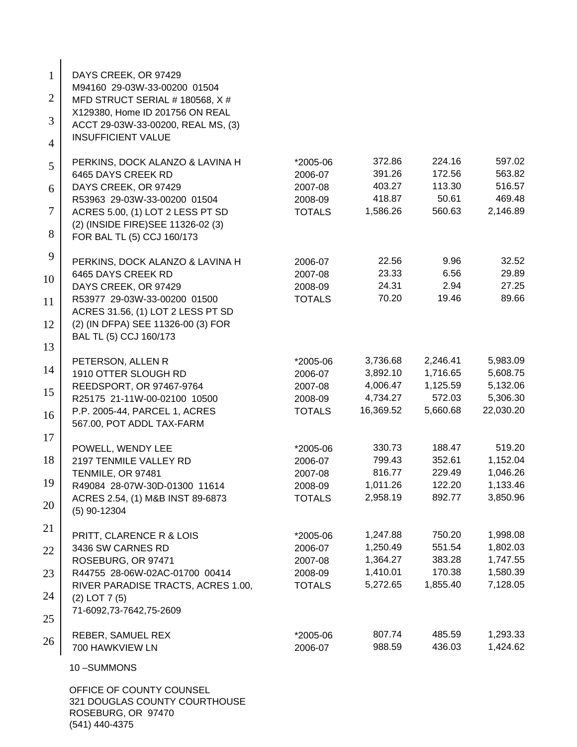DAYS CREEK, OR 97429
M94160 29-03W-33-00200 01504
MFD STRUCT SERIAL # 180568, X #
X129380, Home ID 201756 ON REAL
ACCT 29-03W-33-00200, REAL MS, (3)
INSUFFICIENT VALUE

| | | | | |
|---|---|---|---|---|
| PERKINS, DOCK ALANZO & LAVINA H | *2005-06 | 372.86 | 224.16 | 597.02 |
| 6465 DAYS CREEK RD | 2006-07 | 391.26 | 172.56 | 563.82 |
| DAYS CREEK, OR 97429 | 2007-08 | 403.27 | 113.30 | 516.57 |
| R53963 29-03W-33-00200 01504 | 2008-09 | 418.87 | 50.61 | 469.48 |
| ACRES 5.00, (1) LOT 2 LESS PT SD | TOTALS | 1,586.26 | 560.63 | 2,146.89 |
| (2) (INSIDE FIRE)SEE 11326-02 (3) | | | | |
| FOR BAL TL (5) CCJ 160/173 | | | | |
| PERKINS, DOCK ALANZO & LAVINA H | 2006-07 | 22.56 | 9.96 | 32.52 |
| 6465 DAYS CREEK RD | 2007-08 | 23.33 | 6.56 | 29.89 |
| DAYS CREEK, OR 97429 | 2008-09 | 24.31 | 2.94 | 27.25 |
| R53977 29-03W-33-00200 01500 | TOTALS | 70.20 | 19.46 | 89.66 |
| ACRES 31.56, (1) LOT 2 LESS PT SD | | | | |
| (2) (IN DFPA) SEE 11326-00 (3) FOR | | | | |
| BAL TL (5) CCJ 160/173 | | | | |
| PETERSON, ALLEN R | *2005-06 | 3,736.68 | 2,246.41 | 5,983.09 |
| 1910 OTTER SLOUGH RD | 2006-07 | 3,892.10 | 1,716.65 | 5,608.75 |
| REEDSPORT, OR 97467-9764 | 2007-08 | 4,006.47 | 1,125.59 | 5,132.06 |
| R25175 21-11W-00-02100 10500 | 2008-09 | 4,734.27 | 572.03 | 5,306.30 |
| P.P. 2005-44, PARCEL 1, ACRES | TOTALS | 16,369.52 | 5,660.68 | 22,030.20 |
| 567.00, POT ADDL TAX-FARM | | | | |
| POWELL, WENDY LEE | *2005-06 | 330.73 | 188.47 | 519.20 |
| 2197 TENMILE VALLEY RD | 2006-07 | 799.43 | 352.61 | 1,152.04 |
| TENMILE, OR 97481 | 2007-08 | 816.77 | 229.49 | 1,046.26 |
| R49084 28-07W-30D-01300 11614 | 2008-09 | 1,011.26 | 122.20 | 1,133.46 |
| ACRES 2.54, (1) M&B INST 89-6873 | TOTALS | 2,958.19 | 892.77 | 3,850.96 |
| (5) 90-12304 | | | | |
| PRITT, CLARENCE R & LOIS | *2005-06 | 1,247.88 | 750.20 | 1,998.08 |
| 3436 SW CARNES RD | 2006-07 | 1,250.49 | 551.54 | 1,802.03 |
| ROSEBURG, OR 97471 | 2007-08 | 1,364.27 | 383.28 | 1,747.55 |
| R44755 28-06W-02AC-01700 00414 | 2008-09 | 1,410.01 | 170.38 | 1,580.39 |
| RIVER PARADISE TRACTS, ACRES 1.00, | TOTALS | 5,272.65 | 1,855.40 | 7,128.05 |
| (2) LOT 7 (5) | | | | |
| 71-6092,73-7642,75-2609 | | | | |
| REBER, SAMUEL REX | *2005-06 | 807.74 | 485.59 | 1,293.33 |
| 700 HAWKVIEW LN | 2006-07 | 988.59 | 436.03 | 1,424.62 |

10 –SUMMONS

OFFICE OF COUNTY COUNSEL
321 DOUGLAS COUNTY COURTHOUSE
ROSEBURG, OR 97470
(541) 440-4375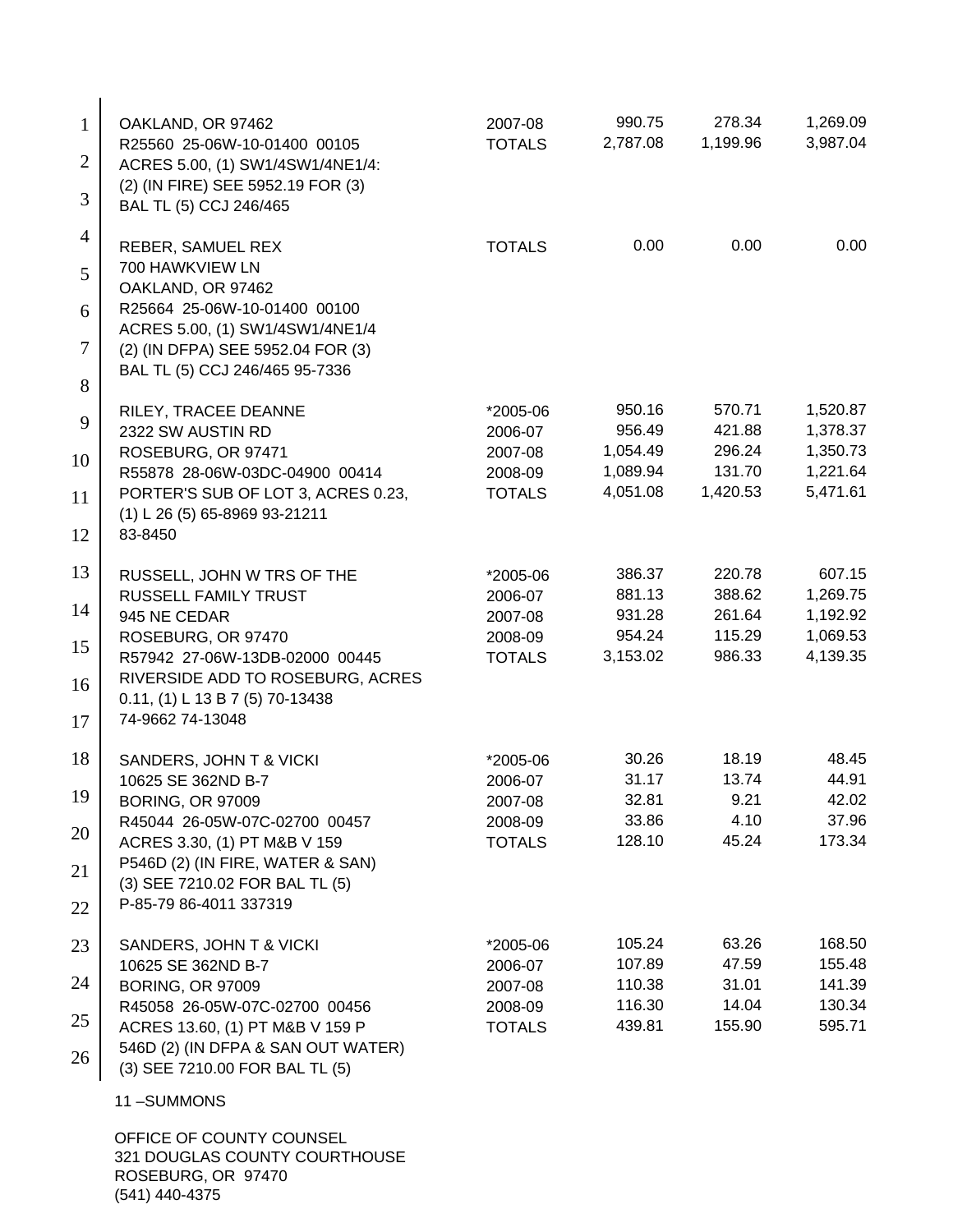| | | | | |
|---|---|---|---|---|
| OAKLAND, OR 97462 | 2007-08 | 990.75 | 278.34 | 1,269.09 |
| R25560 25-06W-10-01400 00105 | TOTALS | 2,787.08 | 1,199.96 | 3,987.04 |
| ACRES 5.00, (1) SW1/4SW1/4NE1/4: | | | | |
| (2) (IN FIRE) SEE 5952.19 FOR (3) | | | | |
| BAL TL (5) CCJ 246/465 | | | | |
| | | | | |
| REBER, SAMUEL REX | TOTALS | 0.00 | 0.00 | 0.00 |
| 700 HAWKVIEW LN | | | | |
| OAKLAND, OR 97462 | | | | |
| R25664 25-06W-10-01400 00100 | | | | |
| ACRES 5.00, (1) SW1/4SW1/4NE1/4 | | | | |
| (2) (IN DFPA) SEE 5952.04 FOR (3) | | | | |
| BAL TL (5) CCJ 246/465 95-7336 | | | | |
| | | | | |
| RILEY, TRACEE DEANNE | *2005-06 | 950.16 | 570.71 | 1,520.87 |
| 2322 SW AUSTIN RD | 2006-07 | 956.49 | 421.88 | 1,378.37 |
| ROSEBURG, OR 97471 | 2007-08 | 1,054.49 | 296.24 | 1,350.73 |
| R55878 28-06W-03DC-04900 00414 | 2008-09 | 1,089.94 | 131.70 | 1,221.64 |
| PORTER'S SUB OF LOT 3, ACRES 0.23, | TOTALS | 4,051.08 | 1,420.53 | 5,471.61 |
| (1) L 26 (5) 65-8969 93-21211 | | | | |
| 83-8450 | | | | |
| | | | | |
| RUSSELL, JOHN W TRS OF THE | *2005-06 | 386.37 | 220.78 | 607.15 |
| RUSSELL FAMILY TRUST | 2006-07 | 881.13 | 388.62 | 1,269.75 |
| 945 NE CEDAR | 2007-08 | 931.28 | 261.64 | 1,192.92 |
| ROSEBURG, OR 97470 | 2008-09 | 954.24 | 115.29 | 1,069.53 |
| R57942 27-06W-13DB-02000 00445 | TOTALS | 3,153.02 | 986.33 | 4,139.35 |
| RIVERSIDE ADD TO ROSEBURG, ACRES | | | | |
| 0.11, (1) L 13 B 7 (5) 70-13438 | | | | |
| 74-9662 74-13048 | | | | |
| | | | | |
| SANDERS, JOHN T & VICKI | *2005-06 | 30.26 | 18.19 | 48.45 |
| 10625 SE 362ND B-7 | 2006-07 | 31.17 | 13.74 | 44.91 |
| BORING, OR 97009 | 2007-08 | 32.81 | 9.21 | 42.02 |
| R45044 26-05W-07C-02700 00457 | 2008-09 | 33.86 | 4.10 | 37.96 |
| ACRES 3.30, (1) PT M&B V 159 | TOTALS | 128.10 | 45.24 | 173.34 |
| P546D (2) (IN FIRE, WATER & SAN) | | | | |
| (3) SEE 7210.02 FOR BAL TL (5) | | | | |
| P-85-79 86-4011 337319 | | | | |
| | | | | |
| SANDERS, JOHN T & VICKI | *2005-06 | 105.24 | 63.26 | 168.50 |
| 10625 SE 362ND B-7 | 2006-07 | 107.89 | 47.59 | 155.48 |
| BORING, OR 97009 | 2007-08 | 110.38 | 31.01 | 141.39 |
| R45058 26-05W-07C-02700 00456 | 2008-09 | 116.30 | 14.04 | 130.34 |
| ACRES 13.60, (1) PT M&B V 159 P | TOTALS | 439.81 | 155.90 | 595.71 |
| 546D (2) (IN DFPA & SAN OUT WATER) | | | | |
| (3) SEE 7210.00 FOR BAL TL (5) | | | | |

11 –SUMMONS

OFFICE OF COUNTY COUNSEL
321 DOUGLAS COUNTY COURTHOUSE
ROSEBURG, OR 97470
(541) 440-4375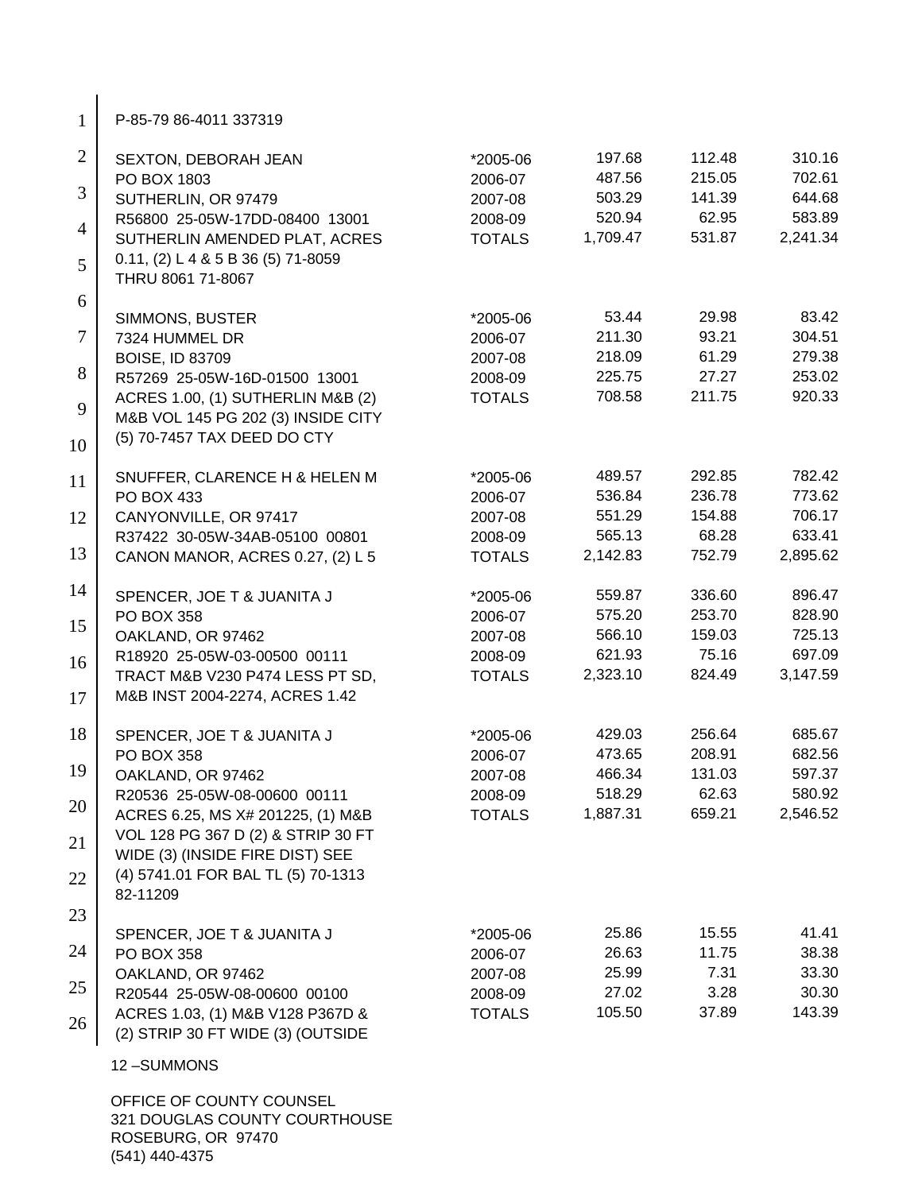P-85-79 86-4011 337319

| | | | | |
|---|---|---|---|---|
| SEXTON, DEBORAH JEAN | *2005-06 | 197.68 | 112.48 | 310.16 |
| PO BOX 1803 | 2006-07 | 487.56 | 215.05 | 702.61 |
| SUTHERLIN, OR 97479 | 2007-08 | 503.29 | 141.39 | 644.68 |
| R56800 25-05W-17DD-08400 13001 | 2008-09 | 520.94 | 62.95 | 583.89 |
| SUTHERLIN AMENDED PLAT, ACRES 0.11, (2) L 4 & 5 B 36 (5) 71-8059 THRU 8061 71-8067 | TOTALS | 1,709.47 | 531.87 | 2,241.34 |
| SIMMONS, BUSTER | *2005-06 | 53.44 | 29.98 | 83.42 |
| 7324 HUMMEL DR | 2006-07 | 211.30 | 93.21 | 304.51 |
| BOISE, ID 83709 | 2007-08 | 218.09 | 61.29 | 279.38 |
| R57269 25-05W-16D-01500 13001 | 2008-09 | 225.75 | 27.27 | 253.02 |
| ACRES 1.00, (1) SUTHERLIN M&B (2) M&B VOL 145 PG 202 (3) INSIDE CITY (5) 70-7457 TAX DEED DO CTY | TOTALS | 708.58 | 211.75 | 920.33 |
| SNUFFER, CLARENCE H & HELEN M | *2005-06 | 489.57 | 292.85 | 782.42 |
| PO BOX 433 | 2006-07 | 536.84 | 236.78 | 773.62 |
| CANYONVILLE, OR 97417 | 2007-08 | 551.29 | 154.88 | 706.17 |
| R37422 30-05W-34AB-05100 00801 | 2008-09 | 565.13 | 68.28 | 633.41 |
| CANON MANOR, ACRES 0.27, (2) L 5 | TOTALS | 2,142.83 | 752.79 | 2,895.62 |
| SPENCER, JOE T & JUANITA J | *2005-06 | 559.87 | 336.60 | 896.47 |
| PO BOX 358 | 2006-07 | 575.20 | 253.70 | 828.90 |
| OAKLAND, OR 97462 | 2007-08 | 566.10 | 159.03 | 725.13 |
| R18920 25-05W-03-00500 00111 | 2008-09 | 621.93 | 75.16 | 697.09 |
| TRACT M&B V230 P474 LESS PT SD, M&B INST 2004-2274, ACRES 1.42 | TOTALS | 2,323.10 | 824.49 | 3,147.59 |
| SPENCER, JOE T & JUANITA J | *2005-06 | 429.03 | 256.64 | 685.67 |
| PO BOX 358 | 2006-07 | 473.65 | 208.91 | 682.56 |
| OAKLAND, OR 97462 | 2007-08 | 466.34 | 131.03 | 597.37 |
| R20536 25-05W-08-00600 00111 | 2008-09 | 518.29 | 62.63 | 580.92 |
| ACRES 6.25, MS X# 201225, (1) M&B VOL 128 PG 367 D (2) & STRIP 30 FT WIDE (3) (INSIDE FIRE DIST) SEE (4) 5741.01 FOR BAL TL (5) 70-1313 82-11209 | TOTALS | 1,887.31 | 659.21 | 2,546.52 |
| SPENCER, JOE T & JUANITA J | *2005-06 | 25.86 | 15.55 | 41.41 |
| PO BOX 358 | 2006-07 | 26.63 | 11.75 | 38.38 |
| OAKLAND, OR 97462 | 2007-08 | 25.99 | 7.31 | 33.30 |
| R20544 25-05W-08-00600 00100 | 2008-09 | 27.02 | 3.28 | 30.30 |
| ACRES 1.03, (1) M&B V128 P367D & (2) STRIP 30 FT WIDE (3) (OUTSIDE | TOTALS | 105.50 | 37.89 | 143.39 |

12 –SUMMONS

OFFICE OF COUNTY COUNSEL
321 DOUGLAS COUNTY COURTHOUSE
ROSEBURG, OR 97470
(541) 440-4375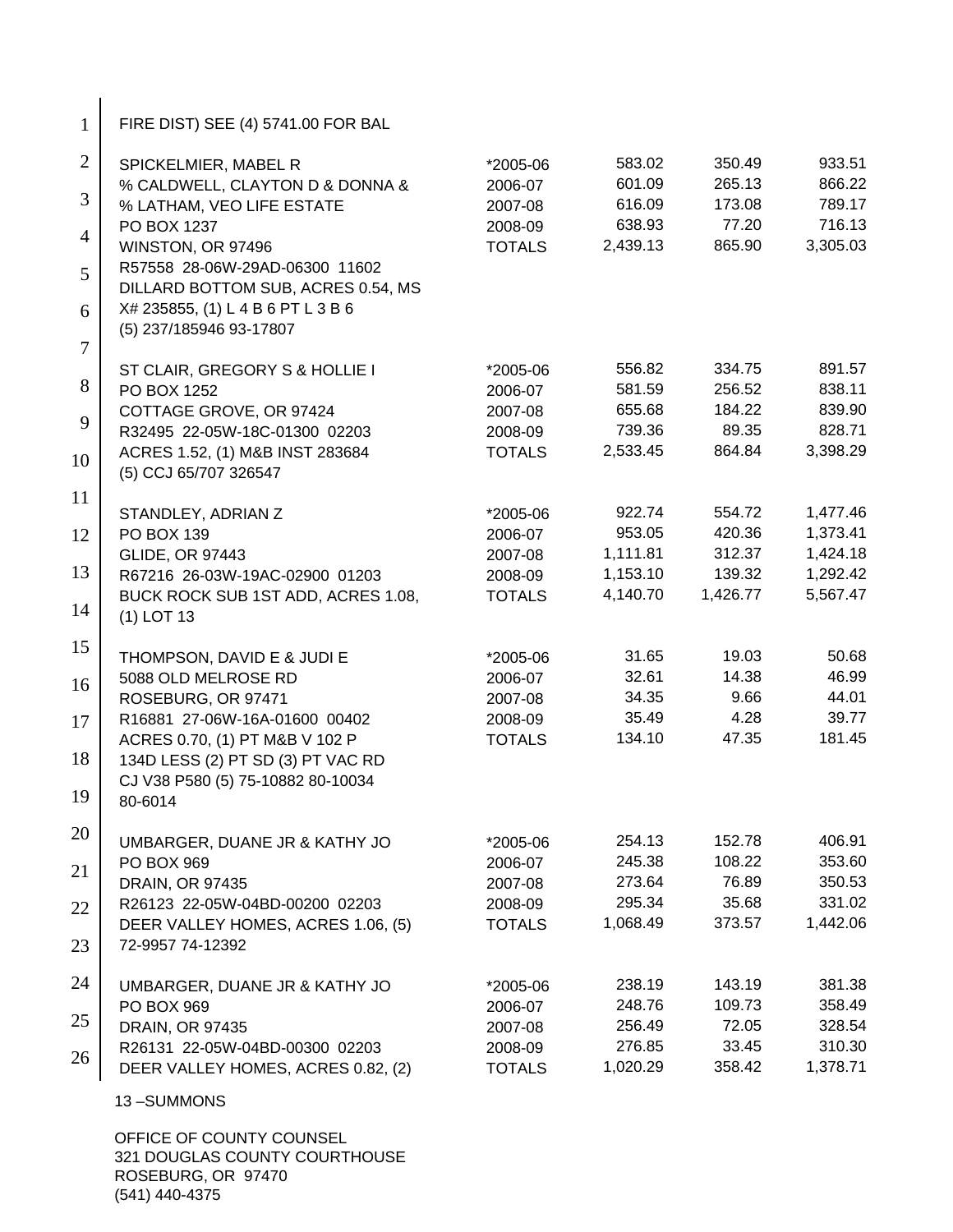FIRE DIST) SEE (4) 5741.00 FOR BAL

| | | | | |
|---|---|---|---|---|
| SPICKELMIER, MABEL R | *2005-06 | 583.02 | 350.49 | 933.51 |
| % CALDWELL, CLAYTON D & DONNA & | 2006-07 | 601.09 | 265.13 | 866.22 |
| % LATHAM, VEO LIFE ESTATE | 2007-08 | 616.09 | 173.08 | 789.17 |
| PO BOX 1237 | 2008-09 | 638.93 | 77.20 | 716.13 |
| WINSTON, OR 97496 | TOTALS | 2,439.13 | 865.90 | 3,305.03 |
| R57558 28-06W-29AD-06300 11602 | | | | |
| DILLARD BOTTOM SUB, ACRES 0.54, MS | | | | |
| X# 235855, (1) L 4 B 6 PT L 3 B 6 | | | | |
| (5) 237/185946 93-17807 | | | | |
| | | | | |
| ST CLAIR, GREGORY S & HOLLIE I | *2005-06 | 556.82 | 334.75 | 891.57 |
| PO BOX 1252 | 2006-07 | 581.59 | 256.52 | 838.11 |
| COTTAGE GROVE, OR 97424 | 2007-08 | 655.68 | 184.22 | 839.90 |
| R32495 22-05W-18C-01300 02203 | 2008-09 | 739.36 | 89.35 | 828.71 |
| ACRES 1.52, (1) M&B INST 283684 | TOTALS | 2,533.45 | 864.84 | 3,398.29 |
| (5) CCJ 65/707 326547 | | | | |
| | | | | |
| STANDLEY, ADRIAN Z | *2005-06 | 922.74 | 554.72 | 1,477.46 |
| PO BOX 139 | 2006-07 | 953.05 | 420.36 | 1,373.41 |
| GLIDE, OR 97443 | 2007-08 | 1,111.81 | 312.37 | 1,424.18 |
| R67216 26-03W-19AC-02900 01203 | 2008-09 | 1,153.10 | 139.32 | 1,292.42 |
| BUCK ROCK SUB 1ST ADD, ACRES 1.08, | TOTALS | 4,140.70 | 1,426.77 | 5,567.47 |
| (1) LOT 13 | | | | |
| | | | | |
| THOMPSON, DAVID E & JUDI E | *2005-06 | 31.65 | 19.03 | 50.68 |
| 5088 OLD MELROSE RD | 2006-07 | 32.61 | 14.38 | 46.99 |
| ROSEBURG, OR 97471 | 2007-08 | 34.35 | 9.66 | 44.01 |
| R16881 27-06W-16A-01600 00402 | 2008-09 | 35.49 | 4.28 | 39.77 |
| ACRES 0.70, (1) PT M&B V 102 P | TOTALS | 134.10 | 47.35 | 181.45 |
| 134D LESS (2) PT SD (3) PT VAC RD | | | | |
| CJ V38 P580 (5) 75-10882 80-10034 | | | | |
| 80-6014 | | | | |
| | | | | |
| UMBARGER, DUANE JR & KATHY JO | *2005-06 | 254.13 | 152.78 | 406.91 |
| PO BOX 969 | 2006-07 | 245.38 | 108.22 | 353.60 |
| DRAIN, OR 97435 | 2007-08 | 273.64 | 76.89 | 350.53 |
| R26123 22-05W-04BD-00200 02203 | 2008-09 | 295.34 | 35.68 | 331.02 |
| DEER VALLEY HOMES, ACRES 1.06, (5) | TOTALS | 1,068.49 | 373.57 | 1,442.06 |
| 72-9957 74-12392 | | | | |
| | | | | |
| UMBARGER, DUANE JR & KATHY JO | *2005-06 | 238.19 | 143.19 | 381.38 |
| PO BOX 969 | 2006-07 | 248.76 | 109.73 | 358.49 |
| DRAIN, OR 97435 | 2007-08 | 256.49 | 72.05 | 328.54 |
| R26131 22-05W-04BD-00300 02203 | 2008-09 | 276.85 | 33.45 | 310.30 |
| DEER VALLEY HOMES, ACRES 0.82, (2) | TOTALS | 1,020.29 | 358.42 | 1,378.71 |

13 –SUMMONS

OFFICE OF COUNTY COUNSEL
321 DOUGLAS COUNTY COURTHOUSE
ROSEBURG, OR 97470
(541) 440-4375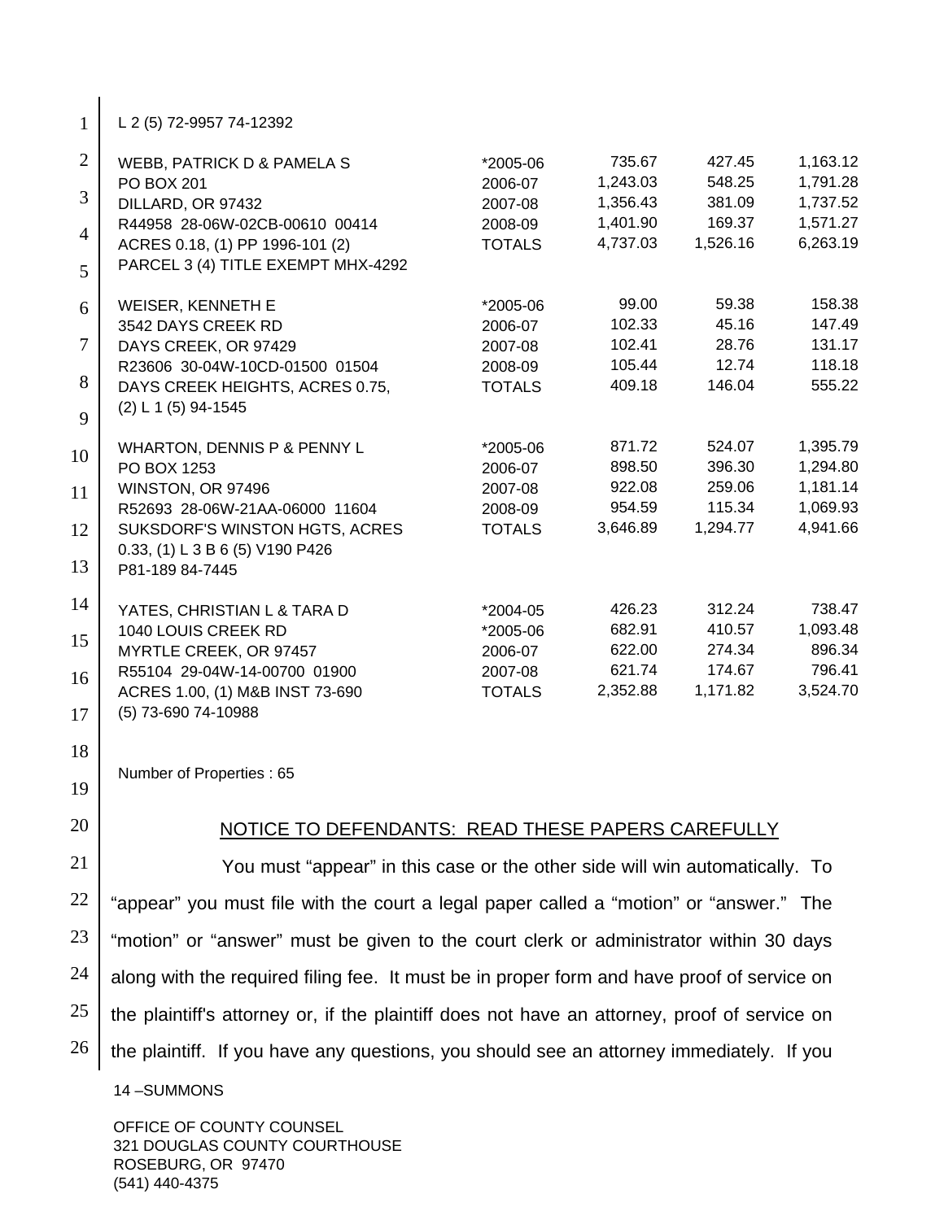L 2 (5) 72-9957 74-12392

| | | | | |
|---|---|---|---|---|
| WEBB, PATRICK D & PAMELA S<br>PO BOX 201<br>DILLARD, OR 97432<br>R44958 28-06W-02CB-00610 00414<br>ACRES 0.18, (1) PP 1996-101 (2)<br>PARCEL 3 (4) TITLE EXEMPT MHX-4292 | *2005-06<br>2006-07<br>2007-08<br>2008-09<br>TOTALS | 735.67<br>1,243.03<br>1,356.43<br>1,401.90<br>4,737.03 | 427.45<br>548.25<br>381.09<br>169.37<br>1,526.16 | 1,163.12<br>1,791.28<br>1,737.52<br>1,571.27<br>6,263.19 |
| WEISER, KENNETH E<br>3542 DAYS CREEK RD<br>DAYS CREEK, OR 97429<br>R23606 30-04W-10CD-01500 01504<br>DAYS CREEK HEIGHTS, ACRES 0.75,<br>(2) L 1 (5) 94-1545 | *2005-06<br>2006-07<br>2007-08<br>2008-09<br>TOTALS | 99.00<br>102.33<br>102.41<br>105.44<br>409.18 | 59.38<br>45.16<br>28.76<br>12.74<br>146.04 | 158.38<br>147.49<br>131.17<br>118.18<br>555.22 |
| WHARTON, DENNIS P & PENNY L<br>PO BOX 1253<br>WINSTON, OR 97496<br>R52693 28-06W-21AA-06000 11604<br>SUKSDORF'S WINSTON HGTS, ACRES<br>0.33, (1) L 3 B 6 (5) V190 P426<br>P81-189 84-7445 | *2005-06<br>2006-07<br>2007-08<br>2008-09<br>TOTALS | 871.72<br>898.50<br>922.08<br>954.59<br>3,646.89 | 524.07<br>396.30<br>259.06<br>115.34<br>1,294.77 | 1,395.79<br>1,294.80<br>1,181.14<br>1,069.93<br>4,941.66 |
| YATES, CHRISTIAN L & TARA D<br>1040 LOUIS CREEK RD<br>MYRTLE CREEK, OR 97457<br>R55104 29-04W-14-00700 01900<br>ACRES 1.00, (1) M&B INST 73-690<br>(5) 73-690 74-10988 | *2004-05<br>*2005-06<br>2006-07<br>2007-08<br>TOTALS | 426.23<br>682.91<br>622.00<br>621.74<br>2,352.88 | 312.24<br>410.57<br>274.34<br>174.67<br>1,171.82 | 738.47<br>1,093.48<br>896.34<br>796.41<br>3,524.70 |

Number of Properties : 65

## NOTICE TO DEFENDANTS: READ THESE PAPERS CAREFULLY

You must "appear" in this case or the other side will win automatically. To "appear" you must file with the court a legal paper called a "motion" or "answer." The "motion" or "answer" must be given to the court clerk or administrator within 30 days along with the required filing fee. It must be in proper form and have proof of service on the plaintiff's attorney or, if the plaintiff does not have an attorney, proof of service on the plaintiff. If you have any questions, you should see an attorney immediately. If you

14 –SUMMONS

OFFICE OF COUNTY COUNSEL
321 DOUGLAS COUNTY COURTHOUSE
ROSEBURG, OR 97470
(541) 440-4375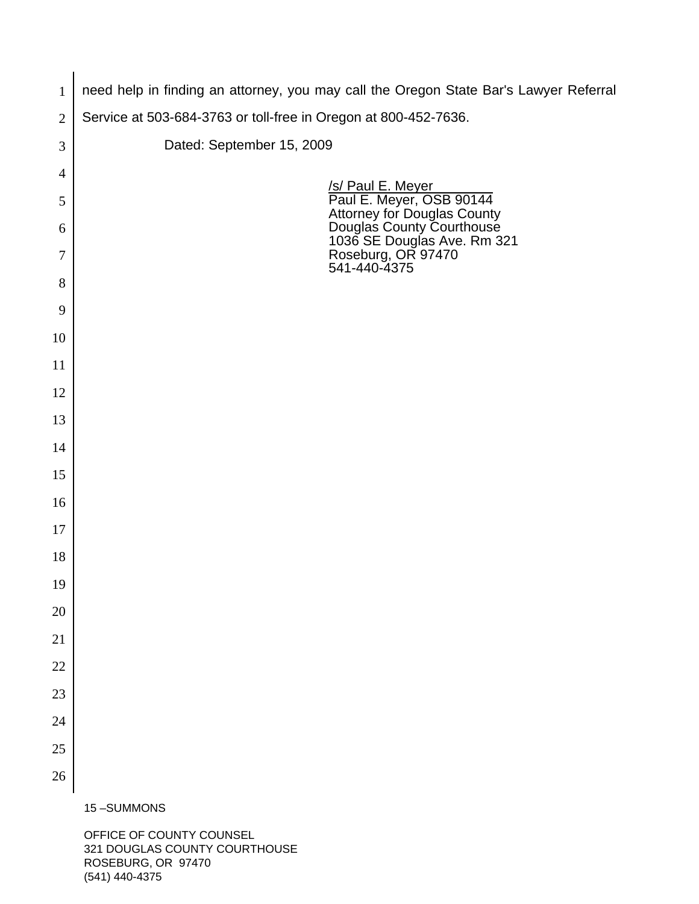need help in finding an attorney, you may call the Oregon State Bar's Lawyer Referral Service at 503-684-3763 or toll-free in Oregon at 800-452-7636.

Dated: September 15, 2009

/s/ Paul E. Meyer
Paul E. Meyer, OSB 90144
Attorney for Douglas County
Douglas County Courthouse
1036 SE Douglas Ave. Rm 321
Roseburg, OR 97470
541-440-4375

15 –SUMMONS

OFFICE OF COUNTY COUNSEL
321 DOUGLAS COUNTY COURTHOUSE
ROSEBURG, OR 97470
(541) 440-4375